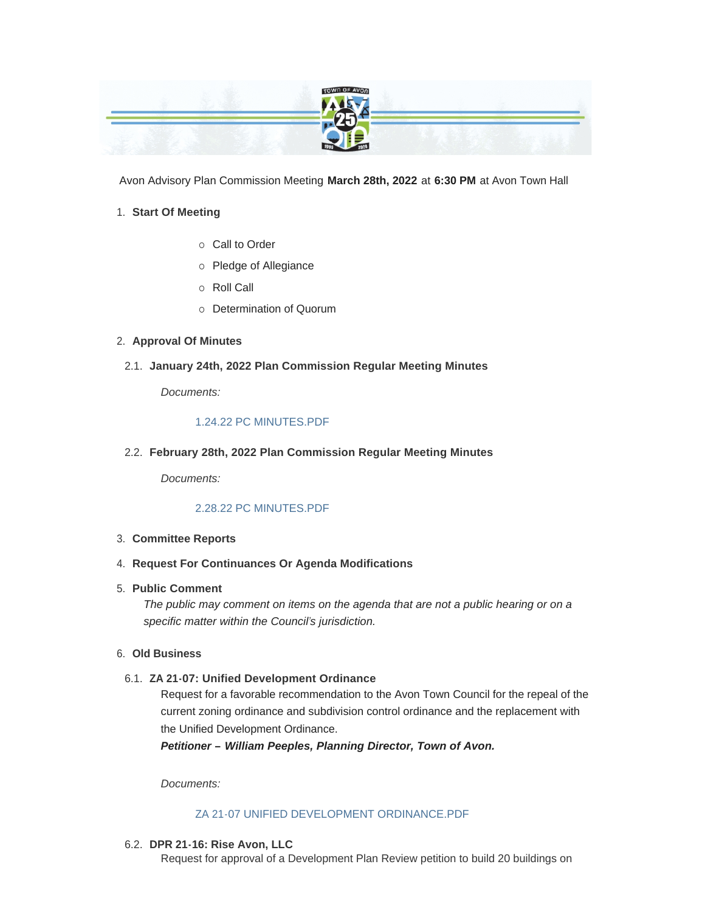Avon Advisory Plan Commission Meeting **March 28th, 2022** at **6:30 PM** at Avon Town Hall

1. **Start Of Meeting**
   - Call to Order
   - Pledge of Allegiance
   - Roll Call
   - Determination of Quorum

2. **Approval Of Minutes**

   2.1. **January 24th, 2022 Plan Commission Regular Meeting Minutes**

   *Documents:*

   1.24.22 PC MINUTES.PDF

   2.2. **February 28th, 2022 Plan Commission Regular Meeting Minutes**

   *Documents:*

   2.28.22 PC MINUTES.PDF

3. **Committee Reports**

4. **Request For Continuances Or Agenda Modifications**

5. **Public Comment**
   *The public may comment on items on the agenda that are not a public hearing or on a specific matter within the Council's jurisdiction.*

6. **Old Business**

   6.1. **ZA 21-07: Unified Development Ordinance**
   Request for a favorable recommendation to the Avon Town Council for the repeal of the current zoning ordinance and subdivision control ordinance and the replacement with the Unified Development Ordinance.
   ***Petitioner – William Peeples, Planning Director, Town of Avon.***

   *Documents:*

   ZA 21-07 UNIFIED DEVELOPMENT ORDINANCE.PDF

   6.2. **DPR 21-16: Rise Avon, LLC**
   Request for approval of a Development Plan Review petition to build 20 buildings on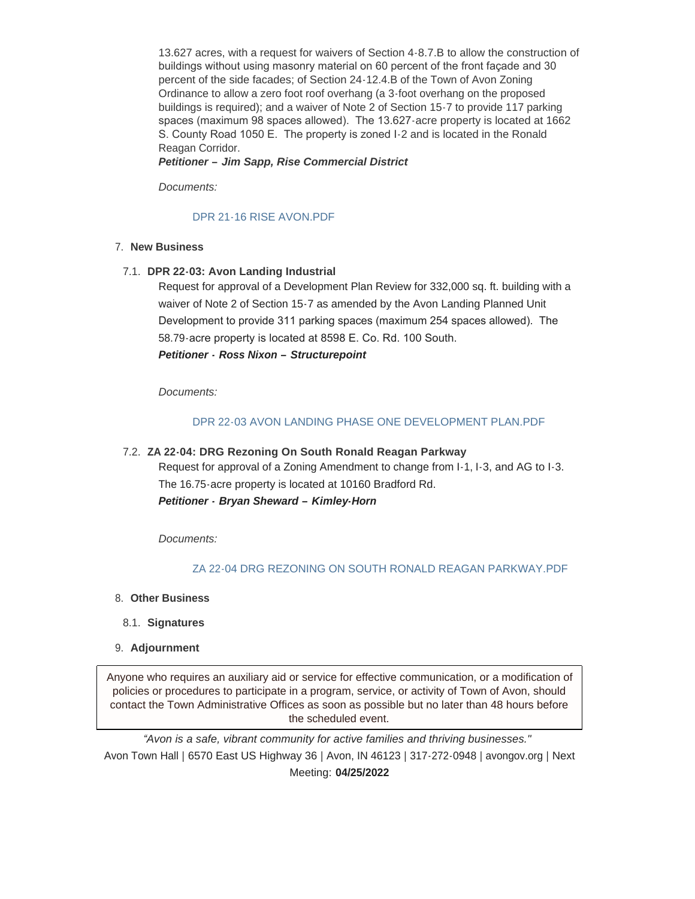13.627 acres, with a request for waivers of Section 4-8.7.B to allow the construction of buildings without using masonry material on 60 percent of the front façade and 30 percent of the side facades; of Section 24-12.4.B of the Town of Avon Zoning Ordinance to allow a zero foot roof overhang (a 3-foot overhang on the proposed buildings is required); and a waiver of Note 2 of Section 15-7 to provide 117 parking spaces (maximum 98 spaces allowed). The 13.627-acre property is located at 1662 S. County Road 1050 E. The property is zoned I-2 and is located in the Ronald Reagan Corridor.

***Petitioner – Jim Sapp, Rise Commercial District***

*Documents:*

DPR 21-16 RISE AVON.PDF

7. **New Business**

7.1. **DPR 22-03: Avon Landing Industrial**

Request for approval of a Development Plan Review for 332,000 sq. ft. building with a waiver of Note 2 of Section 15-7 as amended by the Avon Landing Planned Unit Development to provide 311 parking spaces (maximum 254 spaces allowed). The 58.79-acre property is located at 8598 E. Co. Rd. 100 South.

***Petitioner - Ross Nixon – Structurepoint***

*Documents:*

DPR 22-03 AVON LANDING PHASE ONE DEVELOPMENT PLAN.PDF

7.2. **ZA 22-04: DRG Rezoning On South Ronald Reagan Parkway**

Request for approval of a Zoning Amendment to change from I-1, I-3, and AG to I-3. The 16.75-acre property is located at 10160 Bradford Rd.

***Petitioner - Bryan Sheward – Kimley-Horn***

*Documents:*

ZA 22-04 DRG REZONING ON SOUTH RONALD REAGAN PARKWAY.PDF

8. **Other Business**

8.1. **Signatures**

9. **Adjournment**

Anyone who requires an auxiliary aid or service for effective communication, or a modification of policies or procedures to participate in a program, service, or activity of Town of Avon, should contact the Town Administrative Offices as soon as possible but no later than 48 hours before the scheduled event.

*"Avon is a safe, vibrant community for active families and thriving businesses."*

Avon Town Hall | 6570 East US Highway 36 | Avon, IN 46123 | 317-272-0948 | avongov.org | Next Meeting: **04/25/2022**